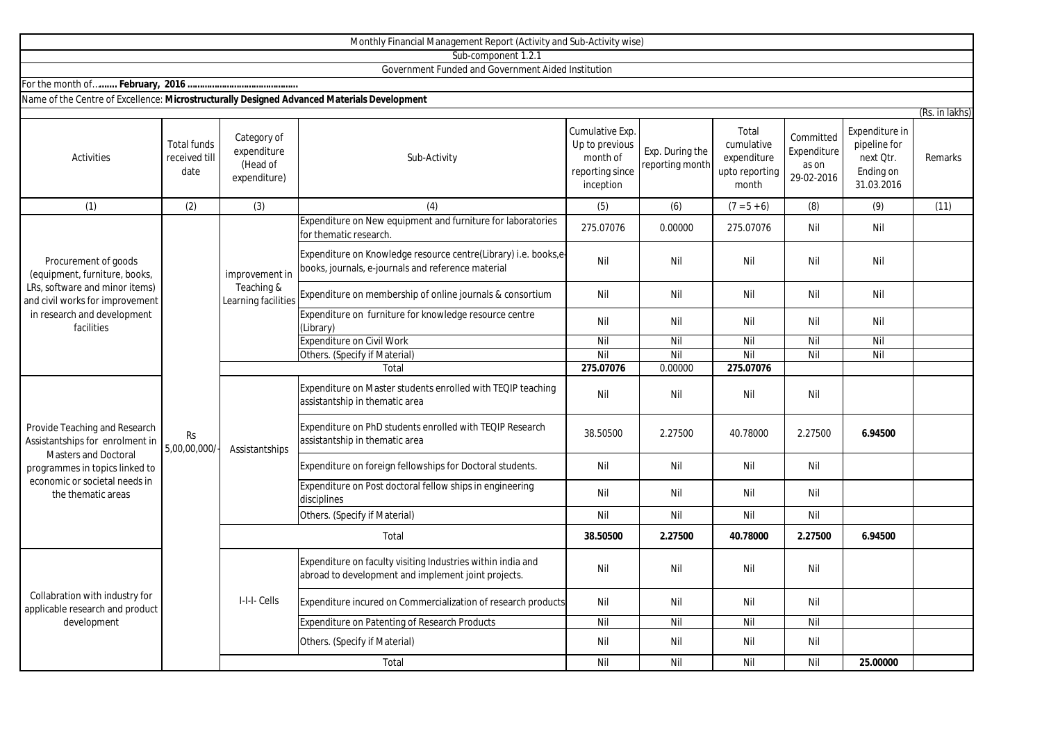Monthly Financial Management Report (Activity and Sub-Activity wise)

Sub-component 1.2.1

Government Funded and Government Aided Institution

For the month of...**...... February, 2016 ..........................................**

Name of the Centre of Excellence: **Microstructurally Designed Advanced Materials Development**

(Rs. in lakhs)

| Activities | Total funds received till date | Category of expenditure (Head of expenditure) | Sub-Activity | Cumulative Exp. Up to previous month of reporting since inception | Exp. During the reporting month | Total cumulative expenditure upto reporting month | Committed Expenditure as on 29-02-2016 | Expenditure in pipeline for next Qtr. Ending on 31.03.2016 | Remarks |
|---|---|---|---|---|---|---|---|---|---|
| (1) | (2) | (3) | (4) | (5) | (6) | (7 = 5 + 6) | (8) | (9) | (11) |
| Procurement of goods (equipment, furniture, books, LRs, software and minor items) and civil works for improvement in research and development facilities | Rs 5,00,00,000/- | improvement in Teaching & Learning facilities | Expenditure on New equipment and furniture for laboratories for thematic research. | 275.07076 | 0.00000 | 275.07076 | Nil | Nil | |
| | | | Expenditure on Knowledge resource centre(Library) i.e. books,e-books, journals, e-journals and reference material | Nil | Nil | Nil | Nil | Nil | |
| | | | Expenditure on membership of online journals & consortium | Nil | Nil | Nil | Nil | Nil | |
| | | | Expenditure on furniture for knowledge resource centre (Library) | Nil | Nil | Nil | Nil | Nil | |
| | | | Expenditure on Civil Work | Nil | Nil | Nil | Nil | Nil | |
| | | | Others. (Specify if Material) | Nil | Nil | Nil | Nil | Nil | |
| | | | Total | **275.07076** | 0.00000 | **275.07076** | | | |
| Provide Teaching and Research Assistantships for enrolment in Masters and Doctoral programmes in topics linked to economic or societal needs in the thematic areas | | Assistantships | Expenditure on Master students enrolled with TEQIP teaching assistantship in thematic area | Nil | Nil | Nil | Nil | | |
| | | | Expenditure on PhD students enrolled with TEQIP Research assistantship in thematic area | 38.50500 | 2.27500 | 40.78000 | 2.27500 | **6.94500** | |
| | | | Expenditure on foreign fellowships for Doctoral students. | Nil | Nil | Nil | Nil | | |
| | | | Expenditure on Post doctoral fellow ships in engineering disciplines | Nil | Nil | Nil | Nil | | |
| | | | Others. (Specify if Material) | Nil | Nil | Nil | Nil | | |
| | | | Total | **38.50500** | **2.27500** | **40.78000** | **2.27500** | **6.94500** | |
| Collabration with industry for applicable research and product development | | I-I-I- Cells | Expenditure on faculty visiting Industries within india and abroad to development and implement joint projects. | Nil | Nil | Nil | Nil | | |
| | | | Expenditure incured on Commercialization of research products | Nil | Nil | Nil | Nil | | |
| | | | Expenditure on Patenting of Research Products | Nil | Nil | Nil | Nil | | |
| | | | Others. (Specify if Material) | Nil | Nil | Nil | Nil | | |
| | | | Total | Nil | Nil | Nil | Nil | **25.00000** | |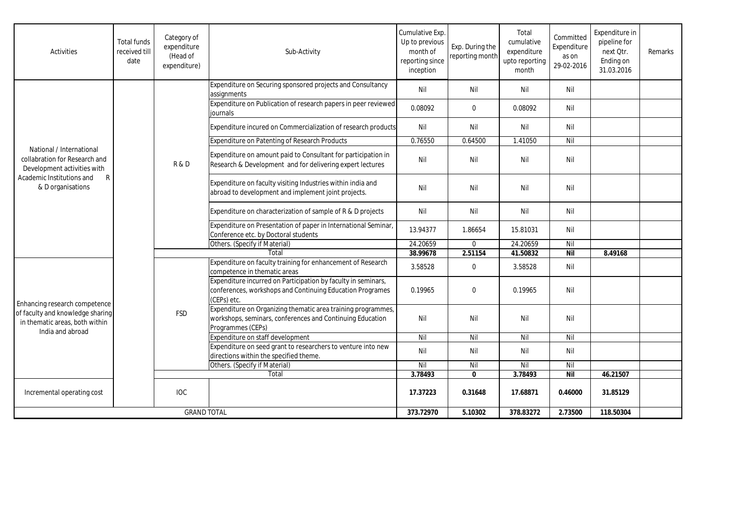| Activities | Total funds received till date | Category of expenditure (Head of expenditure) | Sub-Activity | Cumulative Exp. Up to previous month of reporting since inception | Exp. During the reporting month | Total cumulative expenditure upto reporting month | Committed Expenditure as on 29-02-2016 | Expenditure in pipeline for next Qtr. Ending on 31.03.2016 | Remarks |
|---|---|---|---|---|---|---|---|---|---|
| National / International collabration for Research and Development activities with Academic Institutions and R & D organisations | | R & D | Expenditure on Securing sponsored projects and Consultancy assignments | Nil | Nil | Nil | Nil | | |
| | | | Expenditure on Publication of research papers in peer reviewed journals | 0.08092 | 0 | 0.08092 | Nil | | |
| | | | Expenditure incured on Commercialization of research products | Nil | Nil | Nil | Nil | | |
| | | | Expenditure on Patenting of Research Products | 0.76550 | 0.64500 | 1.41050 | Nil | | |
| | | | Expenditure on amount paid to Consultant for participation in Research & Development and for delivering expert lectures | Nil | Nil | Nil | Nil | | |
| | | | Expenditure on faculty visiting Industries within india and abroad to development and implement joint projects. | Nil | Nil | Nil | Nil | | |
| | | | Expenditure on characterization of sample of R & D projects | Nil | Nil | Nil | Nil | | |
| | | | Expenditure on Presentation of paper in International Seminar, Conference etc. by Doctoral students | 13.94377 | 1.86654 | 15.81031 | Nil | | |
| | | | Others. (Specify if Material) | 24.20659 | 0 | 24.20659 | Nil | | |
| | | Total | | **38.99678** | **2.51154** | **41.50832** | **Nil** | **8.49168** | |
| Enhancing research competence of faculty and knowledge sharing in thematic areas, both within India and abroad | | FSD | Expenditure on faculty training for enhancement of Research competence in thematic areas | 3.58528 | 0 | 3.58528 | Nil | | |
| | | | Expenditure incurred on Participation by faculty in seminars, conferences, workshops and Continuing Education Programes (CEPs) etc. | 0.19965 | 0 | 0.19965 | Nil | | |
| | | | Expenditure on Organizing thematic area training programmes, workshops, seminars, conferences and Continuing Education Programmes (CEPs) | Nil | Nil | Nil | Nil | | |
| | | | Expenditure on staff development | Nil | Nil | Nil | Nil | | |
| | | | Expenditure on seed grant to researchers to venture into new directions within the specified theme. | Nil | Nil | Nil | Nil | | |
| | | | Others. (Specify if Material) | Nil | Nil | Nil | Nil | | |
| | | Total | | **3.78493** | **0** | **3.78493** | **Nil** | **46.21507** | |
| Incremental operating cost | | IOC | | **17.37223** | **0.31648** | **17.68871** | **0.46000** | **31.85129** | |
| GRAND TOTAL | | | | **373.72970** | **5.10302** | **378.83272** | **2.73500** | **118.50304** | |